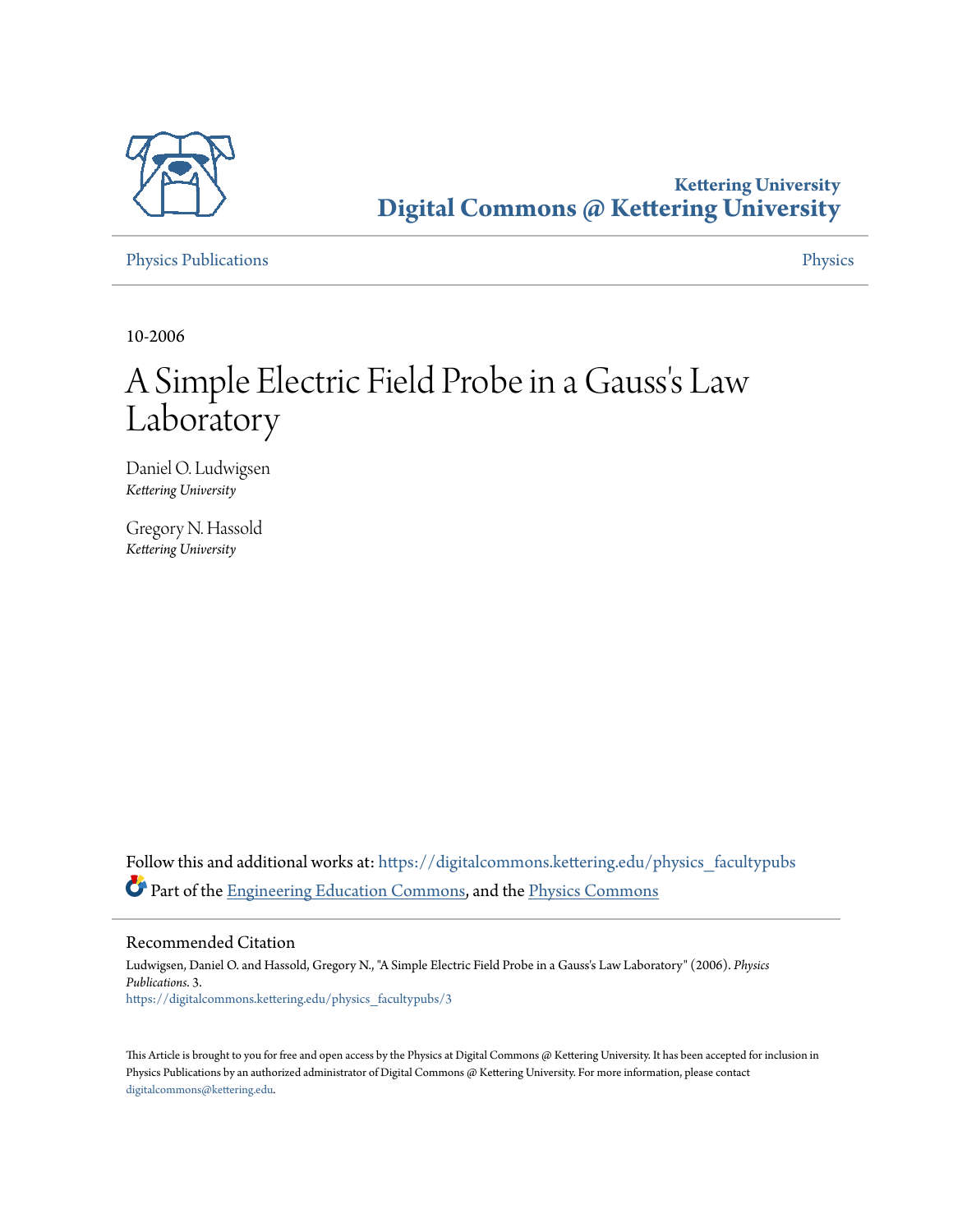Kettering University

**Digital Commons @ Kettering University**

Physics Publications — Physics

10-2006

# A Simple Electric Field Probe in a Gauss's Law Laboratory

Daniel O. Ludwigsen
*Kettering University*

Gregory N. Hassold
*Kettering University*

Follow this and additional works at: https://digitalcommons.kettering.edu/physics_facultypubs

Part of the Engineering Education Commons, and the Physics Commons

## Recommended Citation

Ludwigsen, Daniel O. and Hassold, Gregory N., "A Simple Electric Field Probe in a Gauss's Law Laboratory" (2006). *Physics Publications*. 3.
https://digitalcommons.kettering.edu/physics_facultypubs/3

This Article is brought to you for free and open access by the Physics at Digital Commons @ Kettering University. It has been accepted for inclusion in Physics Publications by an authorized administrator of Digital Commons @ Kettering University. For more information, please contact digitalcommons@kettering.edu.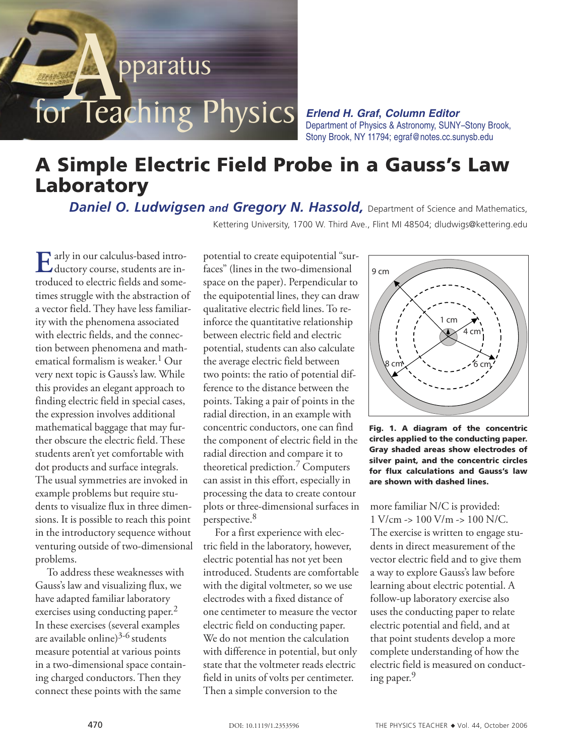# Apparatus for Teaching Physics

*Erlend H. Graf, Column Editor*
Department of Physics & Astronomy, SUNY–Stony Brook, Stony Brook, NY 11794; egraf@notes.cc.sunysb.edu

# A Simple Electric Field Probe in a Gauss's Law Laboratory

***Daniel O. Ludwigsen** and **Gregory N. Hassold,*** Department of Science and Mathematics, Kettering University, 1700 W. Third Ave., Flint MI 48504; dludwigs@kettering.edu

Early in our calculus-based introductory course, students are introduced to electric fields and sometimes struggle with the abstraction of a vector field. They have less familiarity with the phenomena associated with electric fields, and the connection between phenomena and mathematical formalism is weaker.[1] Our very next topic is Gauss's law. While this provides an elegant approach to finding electric field in special cases, the expression involves additional mathematical baggage that may further obscure the electric field. These students aren't yet comfortable with dot products and surface integrals. The usual symmetries are invoked in example problems but require students to visualize flux in three dimensions. It is possible to reach this point in the introductory sequence without venturing outside of two-dimensional problems.

To address these weaknesses with Gauss's law and visualizing flux, we have adapted familiar laboratory exercises using conducting paper.[2] In these exercises (several examples are available online)[3-6] students measure potential at various points in a two-dimensional space containing charged conductors. Then they connect these points with the same potential to create equipotential "surfaces" (lines in the two-dimensional space on the paper). Perpendicular to the equipotential lines, they can draw qualitative electric field lines. To reinforce the quantitative relationship between electric field and electric potential, students can also calculate the average electric field between two points: the ratio of potential difference to the distance between the points. Taking a pair of points in the radial direction, in an example with concentric conductors, one can find the component of electric field in the radial direction and compare it to theoretical prediction.[7] Computers can assist in this effort, especially in processing the data to create contour plots or three-dimensional surfaces in perspective.[8]

For a first experience with electric field in the laboratory, however, electric potential has not yet been introduced. Students are comfortable with the digital voltmeter, so we use electrodes with a fixed distance of one centimeter to measure the vector electric field on conducting paper. We do not mention the calculation with difference in potential, but only state that the voltmeter reads electric field in units of volts per centimeter. Then a simple conversion to the more familiar N/C is provided: 1 V/cm -> 100 V/m -> 100 N/C. The exercise is written to engage students in direct measurement of the vector electric field and to give them a way to explore Gauss's law before learning about electric potential. A follow-up laboratory exercise also uses the conducting paper to relate electric potential and field, and at that point students develop a more complete understanding of how the electric field is measured on conducting paper.[9]

9 cm
1 cm
4 cm
8 cm
6 cm

**Fig. 1. A diagram of the concentric circles applied to the conducting paper. Gray shaded areas show electrodes of silver paint, and the concentric circles for flux calculations and Gauss's law are shown with dashed lines.**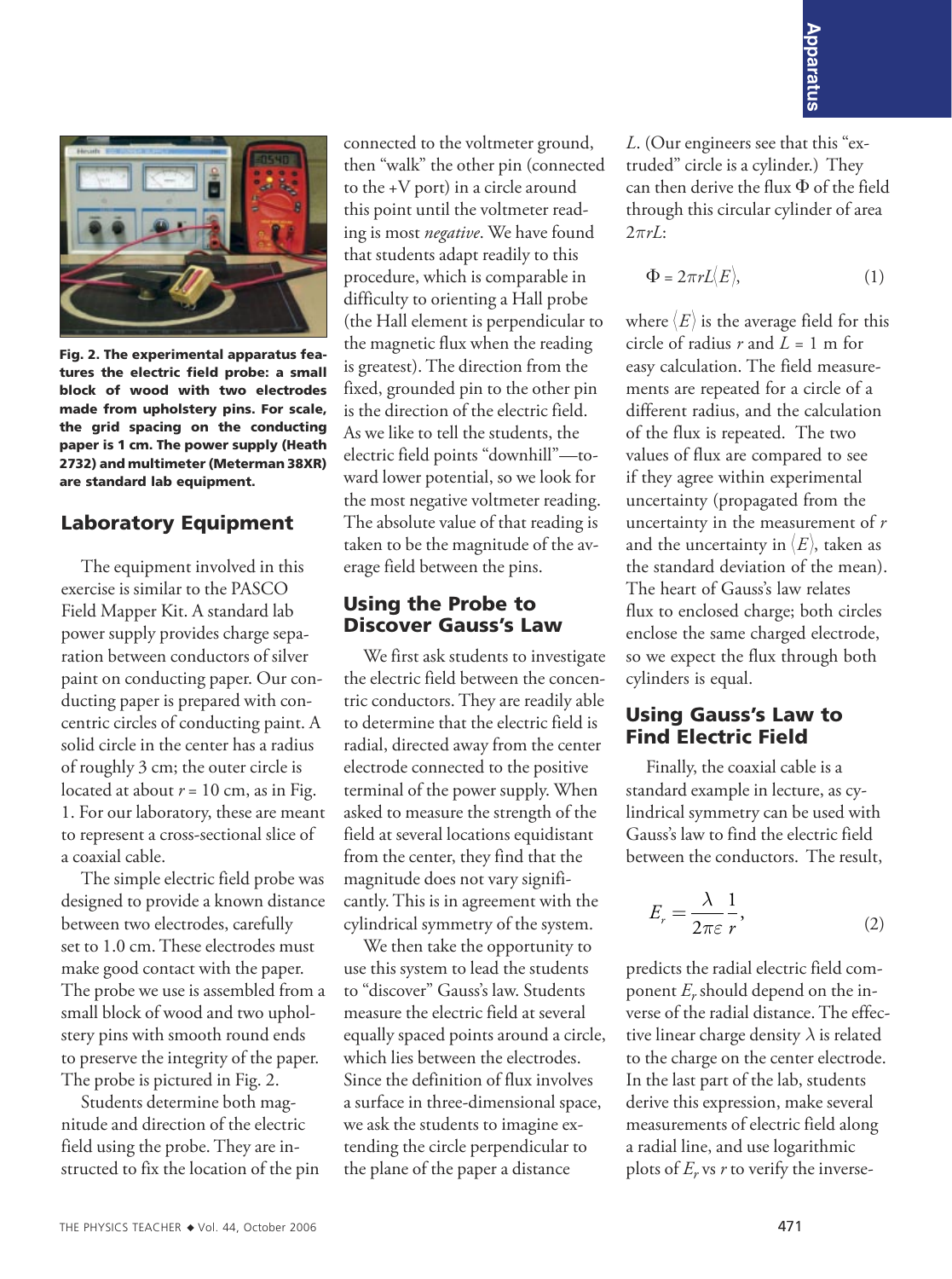Fig. 2. The experimental apparatus features the electric field probe: a small block of wood with two electrodes made from upholstery pins. For scale, the grid spacing on the conducting paper is 1 cm. The power supply (Heath 2732) and multimeter (Meterman 38XR) are standard lab equipment.

## Laboratory Equipment

The equipment involved in this exercise is similar to the PASCO Field Mapper Kit. A standard lab power supply provides charge separation between conductors of silver paint on conducting paper. Our conducting paper is prepared with concentric circles of conducting paint. A solid circle in the center has a radius of roughly 3 cm; the outer circle is located at about $r = 10$ cm, as in Fig. 1. For our laboratory, these are meant to represent a cross-sectional slice of a coaxial cable.

The simple electric field probe was designed to provide a known distance between two electrodes, carefully set to 1.0 cm. These electrodes must make good contact with the paper. The probe we use is assembled from a small block of wood and two upholstery pins with smooth round ends to preserve the integrity of the paper. The probe is pictured in Fig. 2.

Students determine both magnitude and direction of the electric field using the probe. They are instructed to fix the location of the pin connected to the voltmeter ground, then "walk" the other pin (connected to the +V port) in a circle around this point until the voltmeter reading is most *negative*. We have found that students adapt readily to this procedure, which is comparable in difficulty to orienting a Hall probe (the Hall element is perpendicular to the magnetic flux when the reading is greatest). The direction from the fixed, grounded pin to the other pin is the direction of the electric field. As we like to tell the students, the electric field points "downhill"—toward lower potential, so we look for the most negative voltmeter reading. The absolute value of that reading is taken to be the magnitude of the average field between the pins.

## Using the Probe to Discover Gauss's Law

We first ask students to investigate the electric field between the concentric conductors. They are readily able to determine that the electric field is radial, directed away from the center electrode connected to the positive terminal of the power supply. When asked to measure the strength of the field at several locations equidistant from the center, they find that the magnitude does not vary significantly. This is in agreement with the cylindrical symmetry of the system.

We then take the opportunity to use this system to lead the students to "discover" Gauss's law. Students measure the electric field at several equally spaced points around a circle, which lies between the electrodes. Since the definition of flux involves a surface in three-dimensional space, we ask the students to imagine extending the circle perpendicular to the plane of the paper a distance $L$. (Our engineers see that this "extruded" circle is a cylinder.) They can then derive the flux $\Phi$ of the field through this circular cylinder of area $2\pi rL$:

$$\Phi = 2\pi rL\langle E\rangle, \tag{1}$$

where $\langle E\rangle$ is the average field for this circle of radius $r$ and $L = 1$ m for easy calculation. The field measurements are repeated for a circle of a different radius, and the calculation of the flux is repeated. The two values of flux are compared to see if they agree within experimental uncertainty (propagated from the uncertainty in the measurement of $r$ and the uncertainty in $\langle E\rangle$, taken as the standard deviation of the mean). The heart of Gauss's law relates flux to enclosed charge; both circles enclose the same charged electrode, so we expect the flux through both cylinders is equal.

## Using Gauss's Law to Find Electric Field

Finally, the coaxial cable is a standard example in lecture, as cylindrical symmetry can be used with Gauss's law to find the electric field between the conductors. The result,

$$E_r = \frac{\lambda}{2\pi\varepsilon}\frac{1}{r}, \tag{2}$$

predicts the radial electric field component $E_r$ should depend on the inverse of the radial distance. The effective linear charge density $\lambda$ is related to the charge on the center electrode. In the last part of the lab, students derive this expression, make several measurements of electric field along a radial line, and use logarithmic plots of $E_r$ vs $r$ to verify the inverse-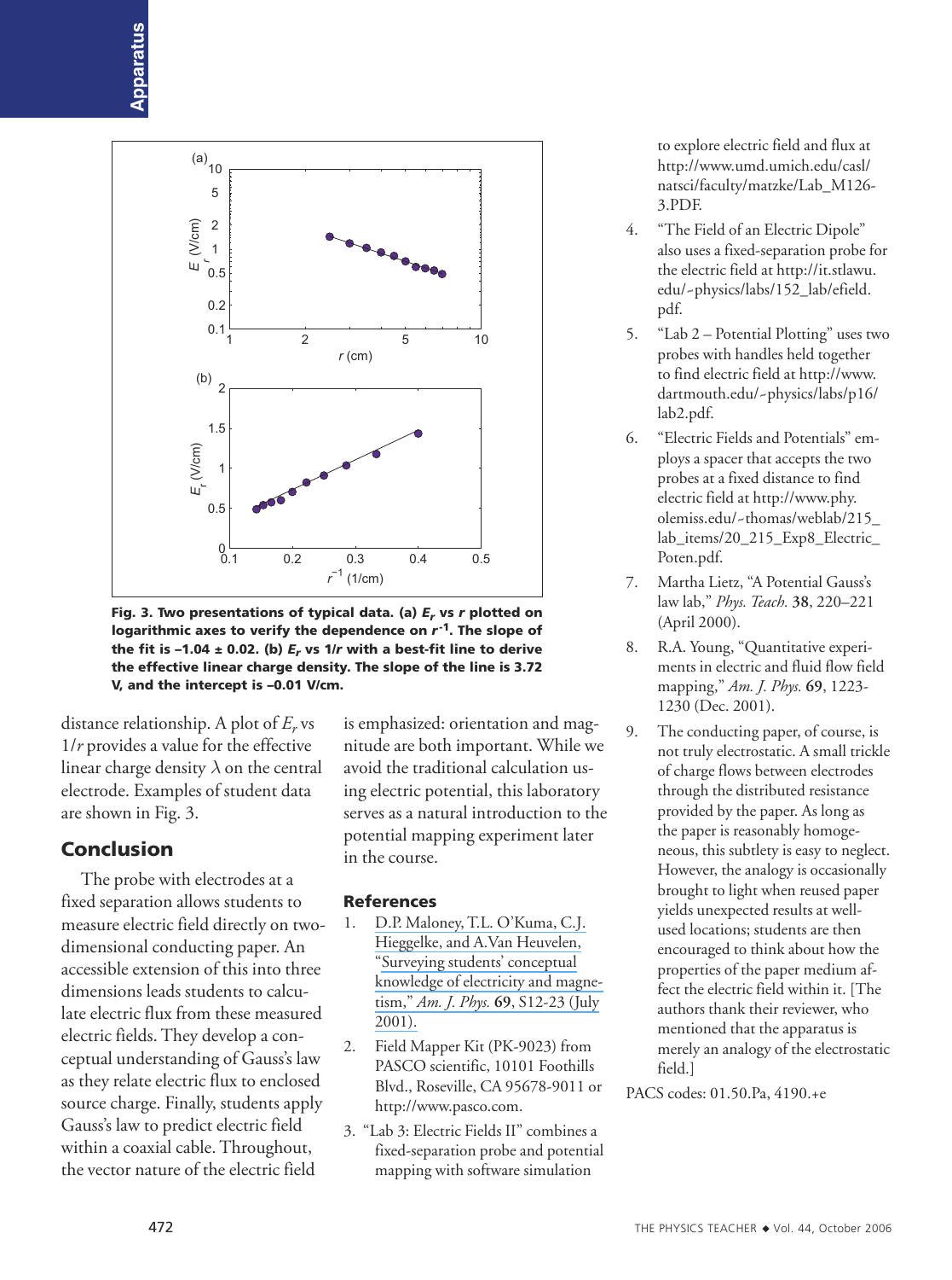(a)

10
5
2
1
0.5
0.2
0.1

$E_r$ (V/cm)

1
2
5
10

$r$ (cm)

(b)

2
1.5
1
0.5
0

$E_r$ (V/cm)

0.1
0.2
0.3
0.4
0.5

$r^{-1}$ (1/cm)

**Fig. 3. Two presentations of typical data. (a) $E_r$ vs $r$ plotted on logarithmic axes to verify the dependence on $r^{-1}$. The slope of the fit is –1.04 ± 0.02. (b) $E_r$ vs 1/$r$ with a best-fit line to derive the effective linear charge density. The slope of the line is 3.72 V, and the intercept is –0.01 V/cm.**

distance relationship. A plot of $E_r$ vs $1/r$ provides a value for the effective linear charge density $\lambda$ on the central electrode. Examples of student data are shown in Fig. 3.

## Conclusion

The probe with electrodes at a fixed separation allows students to measure electric field directly on two-dimensional conducting paper. An accessible extension of this into three dimensions leads students to calculate electric flux from these measured electric fields. They develop a conceptual understanding of Gauss's law as they relate electric flux to enclosed source charge. Finally, students apply Gauss's law to predict electric field within a coaxial cable. Throughout, the vector nature of the electric field is emphasized: orientation and magnitude are both important. While we avoid the traditional calculation using electric potential, this laboratory serves as a natural introduction to the potential mapping experiment later in the course.

## References

1. D.P. Maloney, T.L. O'Kuma, C.J. Hieggelke, and A.Van Heuvelen, "Surveying students' conceptual knowledge of electricity and magnetism," *Am. J. Phys.* **69**, S12-23 (July 2001).
2. Field Mapper Kit (PK-9023) from PASCO scientific, 10101 Foothills Blvd., Roseville, CA 95678-9011 or http://www.pasco.com.
3. "Lab 3: Electric Fields II" combines a fixed-separation probe and potential mapping with software simulation to explore electric field and flux at http://www.umd.umich.edu/casl/natsci/faculty/matzke/Lab_M126-3.PDF.
4. "The Field of an Electric Dipole" also uses a fixed-separation probe for the electric field at http://it.stlawu.edu/~physics/labs/152_lab/efield.pdf.
5. "Lab 2 – Potential Plotting" uses two probes with handles held together to find electric field at http://www.dartmouth.edu/~physics/labs/p16/lab2.pdf.
6. "Electric Fields and Potentials" employs a spacer that accepts the two probes at a fixed distance to find electric field at http://www.phy.olemiss.edu/~thomas/weblab/215_lab_items/20_215_Exp8_Electric_Poten.pdf.
7. Martha Lietz, "A Potential Gauss's law lab," *Phys. Teach.* **38**, 220–221 (April 2000).
8. R.A. Young, "Quantitative experiments in electric and fluid flow field mapping," *Am. J. Phys.* **69**, 1223-1230 (Dec. 2001).
9. The conducting paper, of course, is not truly electrostatic. A small trickle of charge flows between electrodes through the distributed resistance provided by the paper. As long as the paper is reasonably homogeneous, this subtlety is easy to neglect. However, the analogy is occasionally brought to light when reused paper yields unexpected results at well-used locations; students are then encouraged to think about how the properties of the paper medium affect the electric field within it. [The authors thank their reviewer, who mentioned that the apparatus is merely an analogy of the electrostatic field.]

PACS codes: 01.50.Pa, 4190.+e